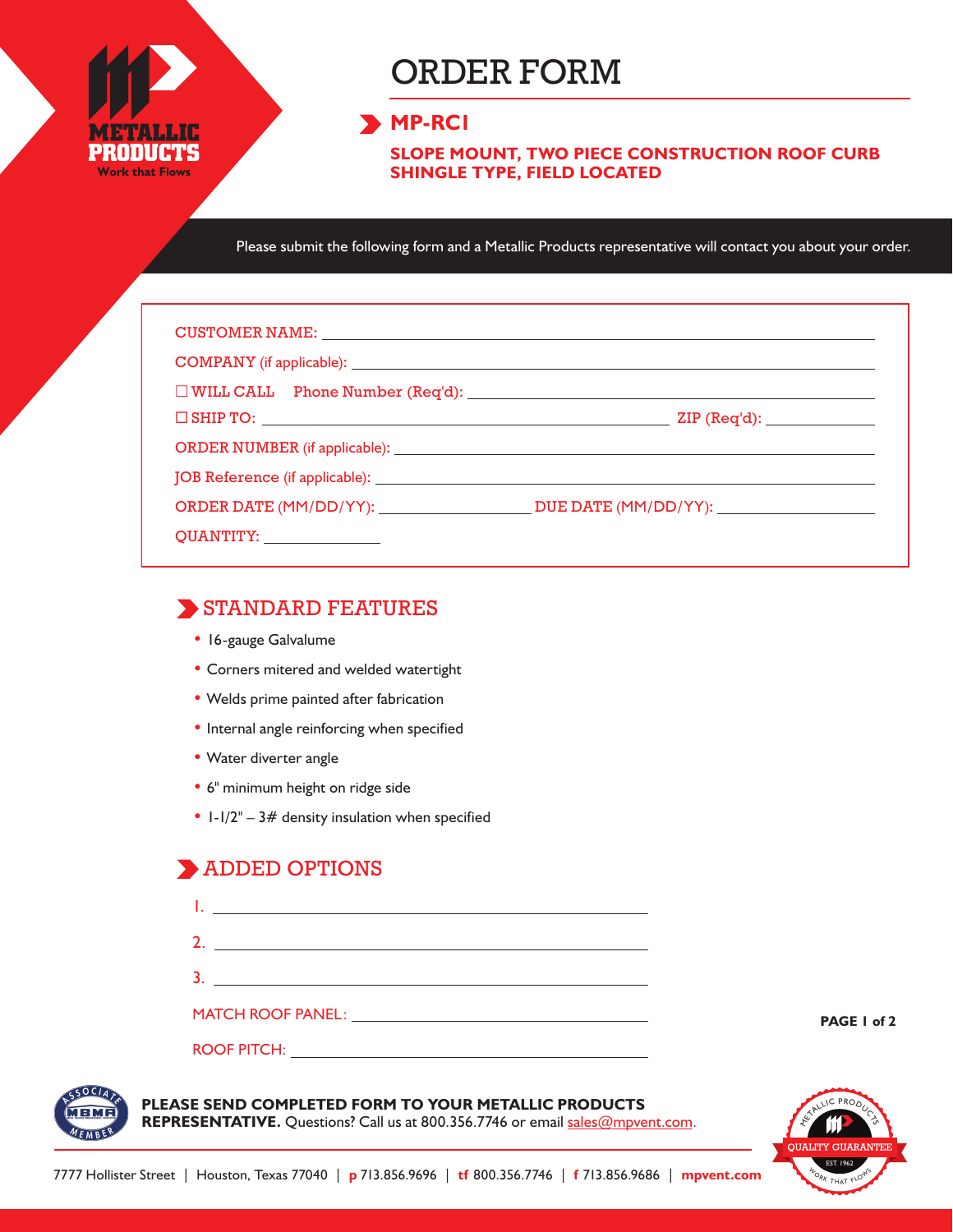# ORDER FORM

## MP-RC1

**SLOPE MOUNT, TWO PIECE CONSTRUCTION ROOF CURB**
**SHINGLE TYPE, FIELD LOCATED**

Please submit the following form and a Metallic Products representative will contact you about your order.

CUSTOMER NAME: ______________________________

COMPANY (if applicable): ______________________________

☐ WILL CALL  Phone Number (Req'd): ______________________________

☐ SHIP TO: ______________________________ ZIP (Req'd): ____________

ORDER NUMBER (if applicable): ______________________________

JOB Reference (if applicable): ______________________________

ORDER DATE (MM/DD/YY): ______________ DUE DATE (MM/DD/YY): ______________

QUANTITY: ____________

## STANDARD FEATURES

- 16-gauge Galvalume
- Corners mitered and welded watertight
- Welds prime painted after fabrication
- Internal angle reinforcing when specified
- Water diverter angle
- 6" minimum height on ridge side
- 1-1/2" – 3# density insulation when specified

## ADDED OPTIONS

1. ______________________________
2. ______________________________
3. ______________________________

MATCH ROOF PANEL: ______________________________

ROOF PITCH: ______________________________

**PLEASE SEND COMPLETED FORM TO YOUR METALLIC PRODUCTS REPRESENTATIVE.** Questions? Call us at 800.356.7746 or email sales@mpvent.com.

7777 Hollister Street | Houston, Texas 77040 | **p** 713.856.9696 | **tf** 800.356.7746 | **f** 713.856.9686 | **mpvent.com**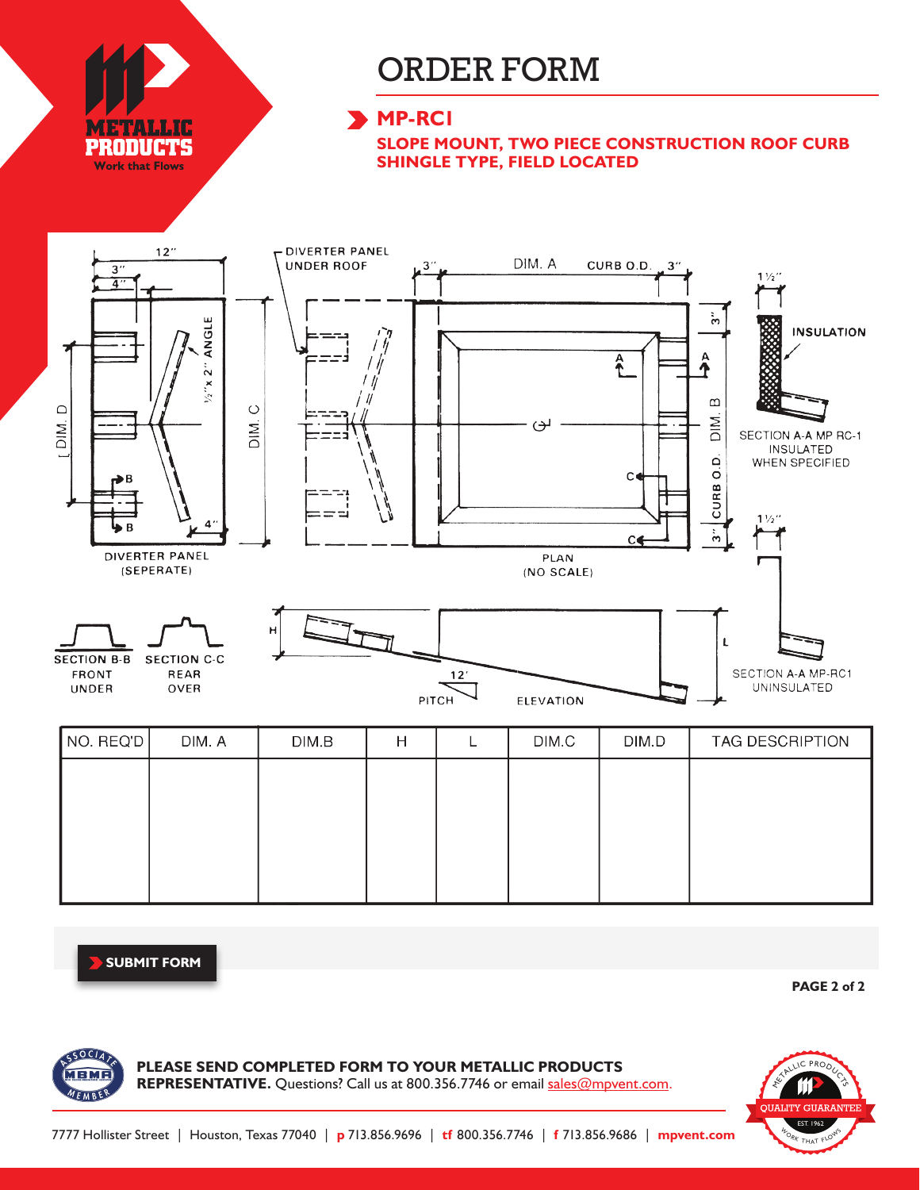# ORDER FORM

## MP-RCI

**SLOPE MOUNT, TWO PIECE CONSTRUCTION ROOF CURB SHINGLE TYPE, FIELD LOCATED**

12"
3"
4"
½" x 2" ANGLE
DIM. D
DIM. C
4"
B
B
DIVERTER PANEL (SEPERATE)

DIVERTER PANEL UNDER ROOF
3"
DIM. A
CURB O.D.
3"
3"
A
A
DIM. B
CURB O.D.
3"
C
C
℄
PLAN (NO SCALE)

1½"
INSULATION
SECTION A-A MP RC-1 INSULATED WHEN SPECIFIED

1½"
SECTION A-A MP-RC1 UNINSULATED

SECTION B-B FRONT UNDER

SECTION C-C REAR OVER

H
12'
PITCH
ELEVATION
L

| NO. REQ'D | DIM. A | DIM.B | H | L | DIM.C | DIM.D | TAG DESCRIPTION |
|---|---|---|---|---|---|---|---|
| | | | | | | | |

SUBMIT FORM

**PLEASE SEND COMPLETED FORM TO YOUR METALLIC PRODUCTS REPRESENTATIVE.** Questions? Call us at 800.356.7746 or email sales@mpvent.com.

7777 Hollister Street | Houston, Texas 77040 | **p** 713.856.9696 | **tf** 800.356.7746 | **f** 713.856.9686 | **mpvent.com**